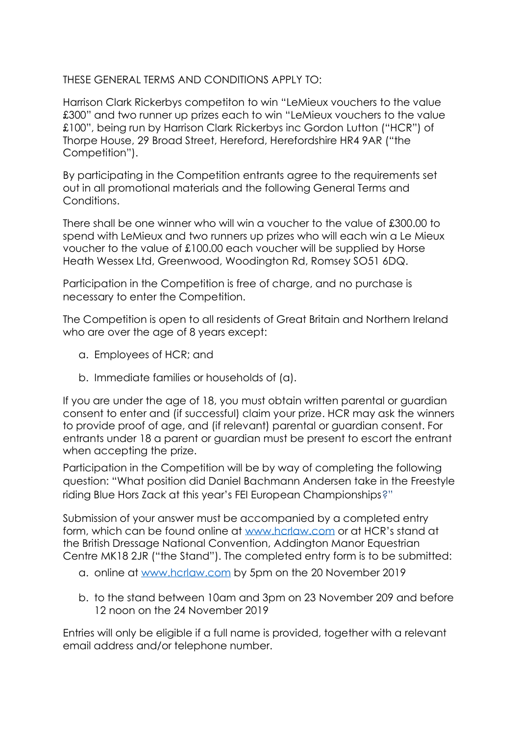THESE GENERAL TERMS AND CONDITIONS APPLY TO:

Harrison Clark Rickerbys competiton to win "LeMieux vouchers to the value £300" and two runner up prizes each to win "LeMieux vouchers to the value £100", being run by Harrison Clark Rickerbys inc Gordon Lutton ("HCR") of Thorpe House, 29 Broad Street, Hereford, Herefordshire HR4 9AR ("the Competition").

By participating in the Competition entrants agree to the requirements set out in all promotional materials and the following General Terms and Conditions.

There shall be one winner who will win a voucher to the value of £300.00 to spend with LeMieux and two runners up prizes who will each win a Le Mieux voucher to the value of £100.00 each voucher will be supplied by Horse Heath Wessex Ltd, Greenwood, Woodington Rd, Romsey SO51 6DQ.

Participation in the Competition is free of charge, and no purchase is necessary to enter the Competition.

The Competition is open to all residents of Great Britain and Northern Ireland who are over the age of 8 years except:

a. Employees of HCR; and

b. Immediate families or households of (a).

If you are under the age of 18, you must obtain written parental or guardian consent to enter and (if successful) claim your prize. HCR may ask the winners to provide proof of age, and (if relevant) parental or guardian consent. For entrants under 18 a parent or guardian must be present to escort the entrant when accepting the prize.

Participation in the Competition will be by way of completing the following question: "What position did Daniel Bachmann Andersen take in the Freestyle riding Blue Hors Zack at this year's FEI European Championships?"

Submission of your answer must be accompanied by a completed entry form, which can be found online at [www.hcrlaw.com](http://www.hcrlaw.com) or at HCR's stand at the British Dressage National Convention, Addington Manor Equestrian Centre MK18 2JR ("the Stand"). The completed entry form is to be submitted:

a. online at [www.hcrlaw.com](http://www.hcrlaw.com) by 5pm on the 20 November 2019

b. to the stand between 10am and 3pm on 23 November 209 and before 12 noon on the 24 November 2019

Entries will only be eligible if a full name is provided, together with a relevant email address and/or telephone number.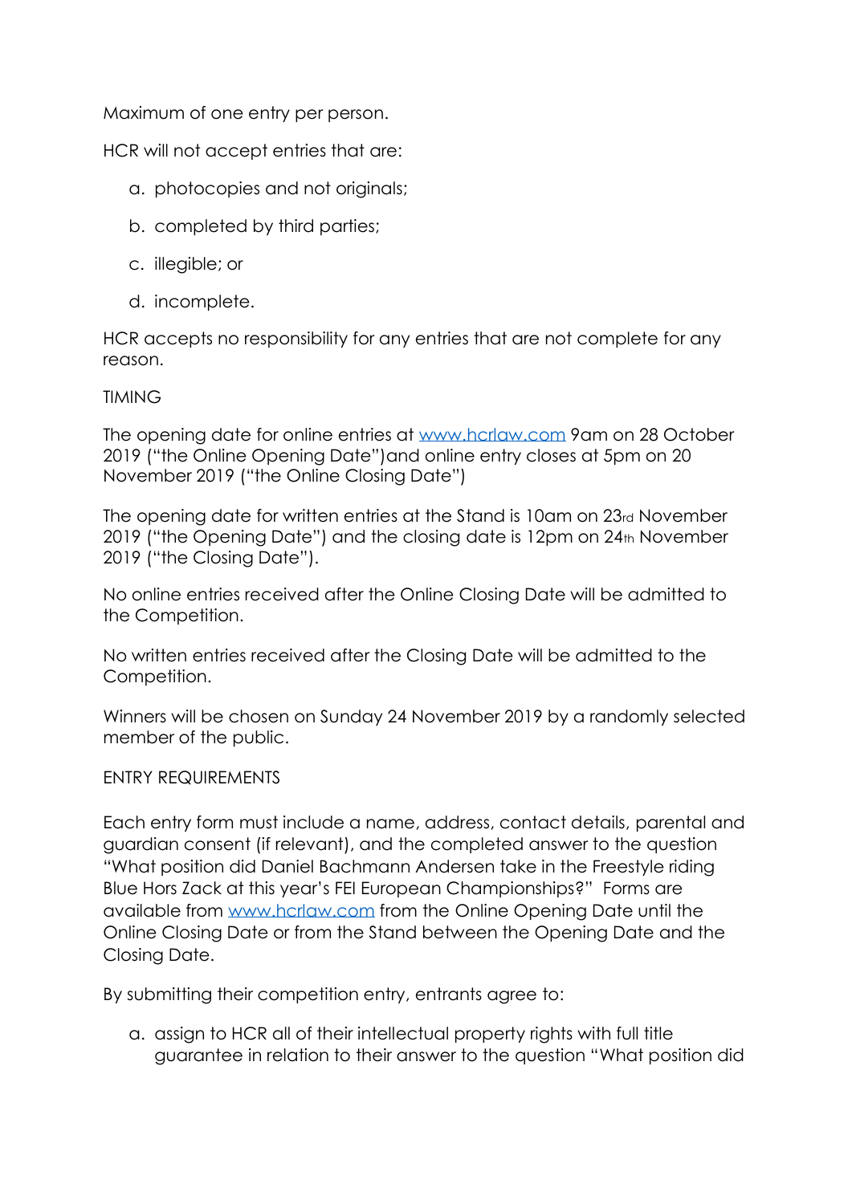Maximum of one entry per person.

HCR will not accept entries that are:

a. photocopies and not originals;

b. completed by third parties;

c. illegible; or

d. incomplete.

HCR accepts no responsibility for any entries that are not complete for any reason.

TIMING

The opening date for online entries at [www.hcrlaw.com](http://www.hcrlaw.com) 9am on 28 October 2019 ("the Online Opening Date")and online entry closes at 5pm on 20 November 2019 ("the Online Closing Date")

The opening date for written entries at the Stand is 10am on 23rd November 2019 ("the Opening Date") and the closing date is 12pm on 24th November 2019 ("the Closing Date").

No online entries received after the Online Closing Date will be admitted to the Competition.

No written entries received after the Closing Date will be admitted to the Competition.

Winners will be chosen on Sunday 24 November 2019 by a randomly selected member of the public.

ENTRY REQUIREMENTS

Each entry form must include a name, address, contact details, parental and guardian consent (if relevant), and the completed answer to the question "What position did Daniel Bachmann Andersen take in the Freestyle riding Blue Hors Zack at this year's FEI European Championships?" Forms are available from [www.hcrlaw.com](http://www.hcrlaw.com) from the Online Opening Date until the Online Closing Date or from the Stand between the Opening Date and the Closing Date.

By submitting their competition entry, entrants agree to:

a. assign to HCR all of their intellectual property rights with full title guarantee in relation to their answer to the question "What position did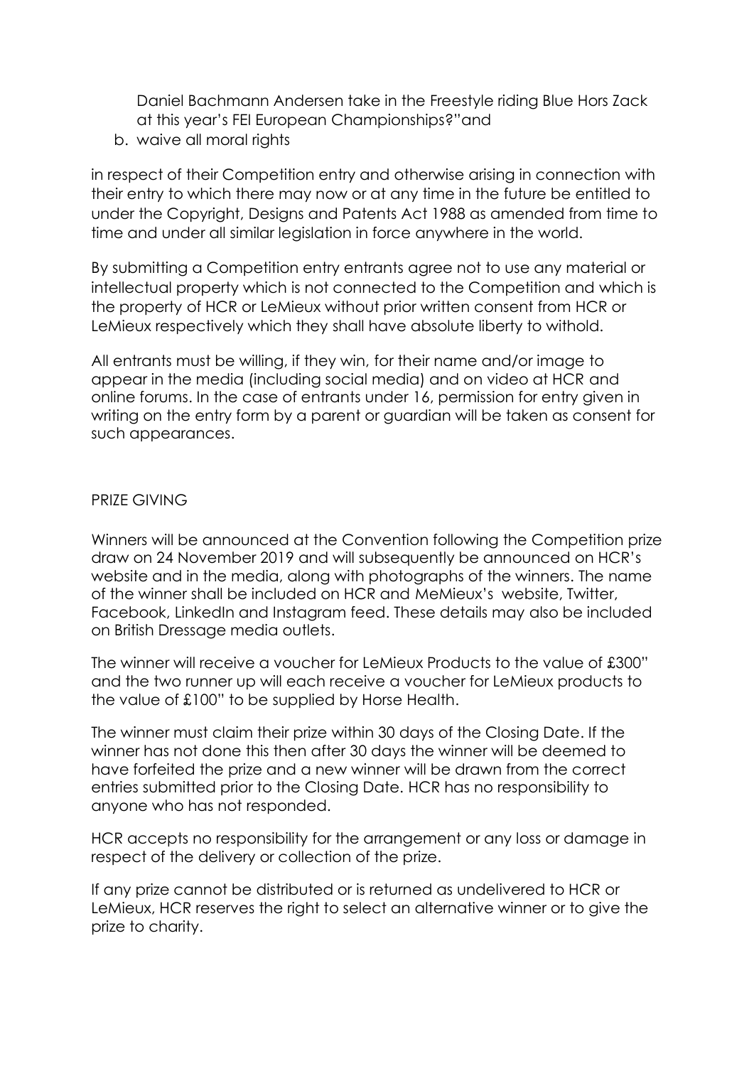Daniel Bachmann Andersen take in the Freestyle riding Blue Hors Zack at this year's FEI European Championships?"and

b. waive all moral rights

in respect of their Competition entry and otherwise arising in connection with their entry to which there may now or at any time in the future be entitled to under the Copyright, Designs and Patents Act 1988 as amended from time to time and under all similar legislation in force anywhere in the world.

By submitting a Competition entry entrants agree not to use any material or intellectual property which is not connected to the Competition and which is the property of HCR or LeMieux without prior written consent from HCR or LeMieux respectively which they shall have absolute liberty to withold.

All entrants must be willing, if they win, for their name and/or image to appear in the media (including social media) and on video at HCR and online forums. In the case of entrants under 16, permission for entry given in writing on the entry form by a parent or guardian will be taken as consent for such appearances.

PRIZE GIVING

Winners will be announced at the Convention following the Competition prize draw on 24 November 2019 and will subsequently be announced on HCR's website and in the media, along with photographs of the winners. The name of the winner shall be included on HCR and MeMieux's website, Twitter, Facebook, LinkedIn and Instagram feed. These details may also be included on British Dressage media outlets.

The winner will receive a voucher for LeMieux Products to the value of £300" and the two runner up will each receive a voucher for LeMieux products to the value of £100" to be supplied by Horse Health.

The winner must claim their prize within 30 days of the Closing Date. If the winner has not done this then after 30 days the winner will be deemed to have forfeited the prize and a new winner will be drawn from the correct entries submitted prior to the Closing Date. HCR has no responsibility to anyone who has not responded.

HCR accepts no responsibility for the arrangement or any loss or damage in respect of the delivery or collection of the prize.

If any prize cannot be distributed or is returned as undelivered to HCR or LeMieux, HCR reserves the right to select an alternative winner or to give the prize to charity.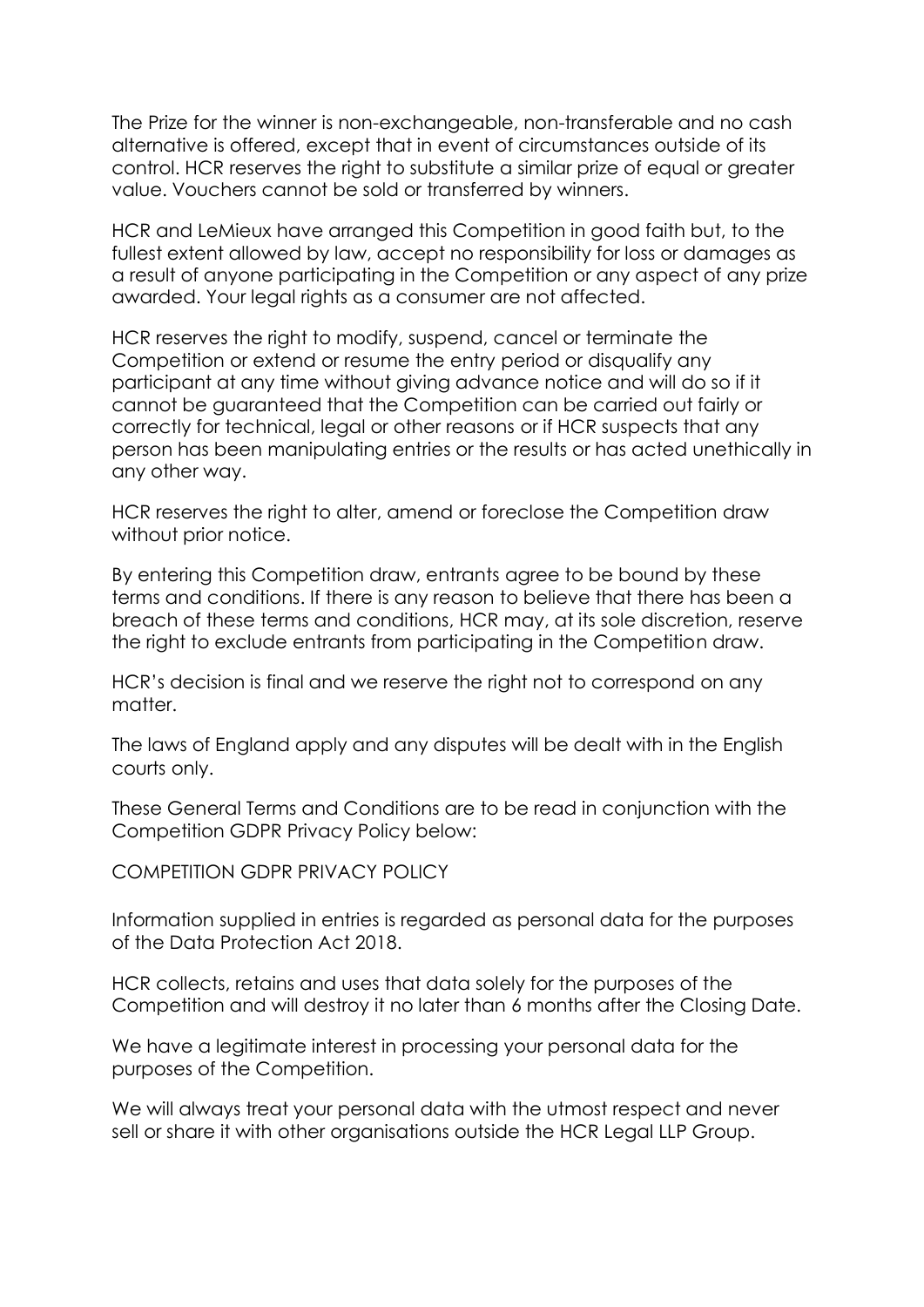The Prize for the winner is non-exchangeable, non-transferable and no cash alternative is offered, except that in event of circumstances outside of its control. HCR reserves the right to substitute a similar prize of equal or greater value. Vouchers cannot be sold or transferred by winners.

HCR and LeMieux have arranged this Competition in good faith but, to the fullest extent allowed by law, accept no responsibility for loss or damages as a result of anyone participating in the Competition or any aspect of any prize awarded. Your legal rights as a consumer are not affected.

HCR reserves the right to modify, suspend, cancel or terminate the Competition or extend or resume the entry period or disqualify any participant at any time without giving advance notice and will do so if it cannot be guaranteed that the Competition can be carried out fairly or correctly for technical, legal or other reasons or if HCR suspects that any person has been manipulating entries or the results or has acted unethically in any other way.

HCR reserves the right to alter, amend or foreclose the Competition draw without prior notice.

By entering this Competition draw, entrants agree to be bound by these terms and conditions. If there is any reason to believe that there has been a breach of these terms and conditions, HCR may, at its sole discretion, reserve the right to exclude entrants from participating in the Competition draw.

HCR's decision is final and we reserve the right not to correspond on any matter.

The laws of England apply and any disputes will be dealt with in the English courts only.

These General Terms and Conditions are to be read in conjunction with the Competition GDPR Privacy Policy below:

COMPETITION GDPR PRIVACY POLICY

Information supplied in entries is regarded as personal data for the purposes of the Data Protection Act 2018.

HCR collects, retains and uses that data solely for the purposes of the Competition and will destroy it no later than 6 months after the Closing Date.

We have a legitimate interest in processing your personal data for the purposes of the Competition.

We will always treat your personal data with the utmost respect and never sell or share it with other organisations outside the HCR Legal LLP Group.